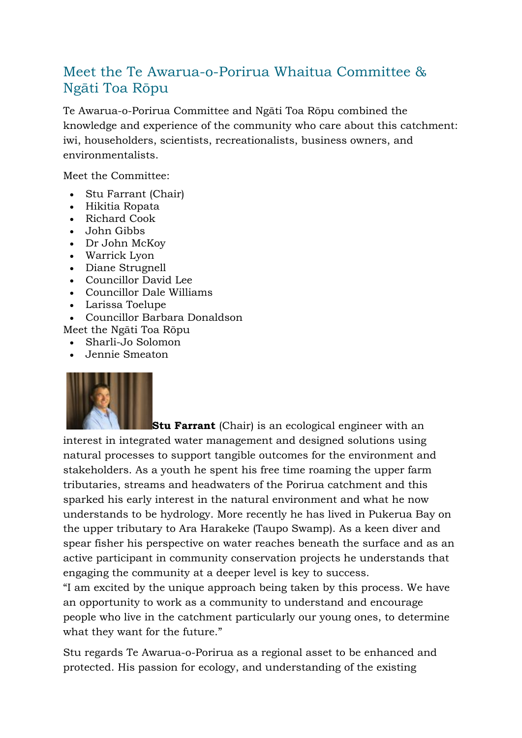# Meet the Te Awarua-o-Porirua Whaitua Committee & Ngāti Toa Rōpu

Te Awarua-o-Porirua Committee and Ngāti Toa Rōpu combined the knowledge and experience of the community who care about this catchment: iwi, householders, scientists, recreationalists, business owners, and environmentalists.

Meet the Committee:

- Stu Farrant (Chair)
- Hikitia Ropata
- Richard Cook
- John Gibbs
- Dr John McKoy
- Warrick Lyon
- Diane Strugnell
- Councillor David Lee
- Councillor Dale Williams
- Larissa Toelupe
- Councillor Barbara Donaldson

Meet the Ngāti Toa Rōpu

- Sharli-Jo Solomon
- Jennie Smeaton

**Stu Farrant** (Chair) is an ecological engineer with an interest in integrated water management and designed solutions using natural processes to support tangible outcomes for the environment and stakeholders. As a youth he spent his free time roaming the upper farm tributaries, streams and headwaters of the Porirua catchment and this sparked his early interest in the natural environment and what he now understands to be hydrology. More recently he has lived in Pukerua Bay on the upper tributary to Ara Harakeke (Taupo Swamp). As a keen diver and spear fisher his perspective on water reaches beneath the surface and as an active participant in community conservation projects he understands that engaging the community at a deeper level is key to success.

"I am excited by the unique approach being taken by this process. We have an opportunity to work as a community to understand and encourage people who live in the catchment particularly our young ones, to determine what they want for the future."

Stu regards Te Awarua-o-Porirua as a regional asset to be enhanced and protected. His passion for ecology, and understanding of the existing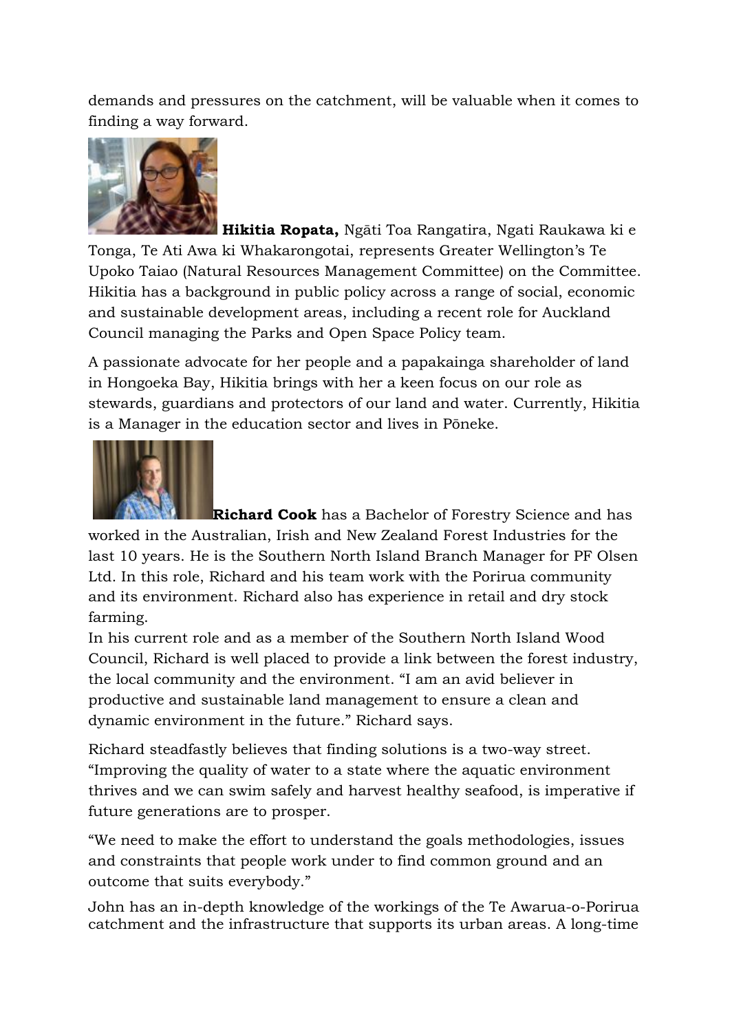demands and pressures on the catchment, will be valuable when it comes to finding a way forward.

**Hikitia Ropata,** Ngāti Toa Rangatira, Ngati Raukawa ki e Tonga, Te Ati Awa ki Whakarongotai, represents Greater Wellington's Te Upoko Taiao (Natural Resources Management Committee) on the Committee. Hikitia has a background in public policy across a range of social, economic and sustainable development areas, including a recent role for Auckland Council managing the Parks and Open Space Policy team.

A passionate advocate for her people and a papakainga shareholder of land in Hongoeka Bay, Hikitia brings with her a keen focus on our role as stewards, guardians and protectors of our land and water. Currently, Hikitia is a Manager in the education sector and lives in Pōneke.

**Richard Cook** has a Bachelor of Forestry Science and has worked in the Australian, Irish and New Zealand Forest Industries for the last 10 years. He is the Southern North Island Branch Manager for PF Olsen Ltd. In this role, Richard and his team work with the Porirua community and its environment. Richard also has experience in retail and dry stock farming.
In his current role and as a member of the Southern North Island Wood Council, Richard is well placed to provide a link between the forest industry, the local community and the environment. "I am an avid believer in productive and sustainable land management to ensure a clean and dynamic environment in the future." Richard says.

Richard steadfastly believes that finding solutions is a two-way street. "Improving the quality of water to a state where the aquatic environment thrives and we can swim safely and harvest healthy seafood, is imperative if future generations are to prosper.

"We need to make the effort to understand the goals methodologies, issues and constraints that people work under to find common ground and an outcome that suits everybody."

John has an in-depth knowledge of the workings of the Te Awarua-o-Porirua catchment and the infrastructure that supports its urban areas. A long-time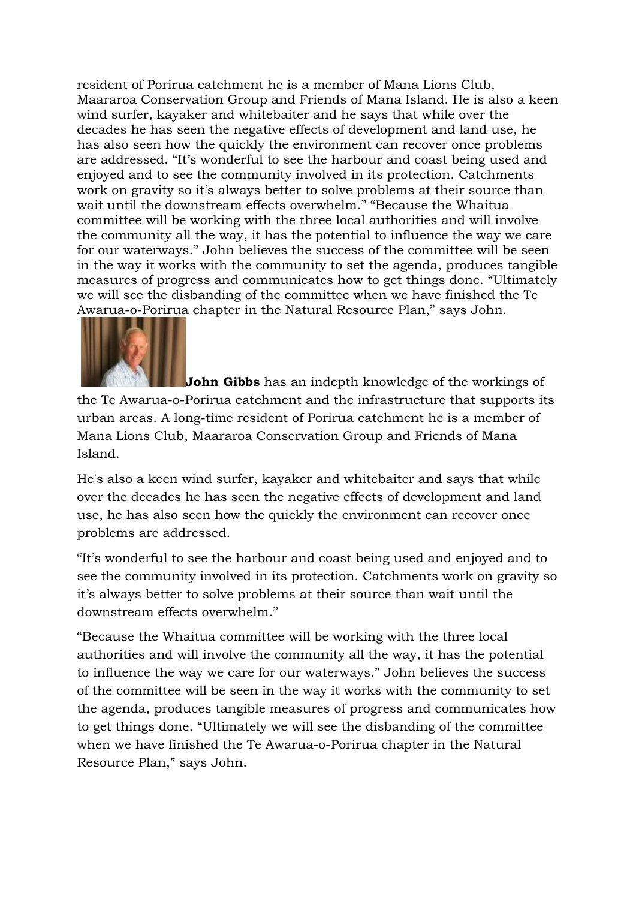resident of Porirua catchment he is a member of Mana Lions Club, Maararoa Conservation Group and Friends of Mana Island. He is also a keen wind surfer, kayaker and whitebaiter and he says that while over the decades he has seen the negative effects of development and land use, he has also seen how the quickly the environment can recover once problems are addressed. "It's wonderful to see the harbour and coast being used and enjoyed and to see the community involved in its protection. Catchments work on gravity so it's always better to solve problems at their source than wait until the downstream effects overwhelm." "Because the Whaitua committee will be working with the three local authorities and will involve the community all the way, it has the potential to influence the way we care for our waterways." John believes the success of the committee will be seen in the way it works with the community to set the agenda, produces tangible measures of progress and communicates how to get things done. "Ultimately we will see the disbanding of the committee when we have finished the Te Awarua-o-Porirua chapter in the Natural Resource Plan," says John.

**John Gibbs** has an indepth knowledge of the workings of the Te Awarua-o-Porirua catchment and the infrastructure that supports its urban areas. A long-time resident of Porirua catchment he is a member of Mana Lions Club, Maararoa Conservation Group and Friends of Mana Island.

He's also a keen wind surfer, kayaker and whitebaiter and says that while over the decades he has seen the negative effects of development and land use, he has also seen how the quickly the environment can recover once problems are addressed.

"It's wonderful to see the harbour and coast being used and enjoyed and to see the community involved in its protection. Catchments work on gravity so it's always better to solve problems at their source than wait until the downstream effects overwhelm."

"Because the Whaitua committee will be working with the three local authorities and will involve the community all the way, it has the potential to influence the way we care for our waterways." John believes the success of the committee will be seen in the way it works with the community to set the agenda, produces tangible measures of progress and communicates how to get things done. "Ultimately we will see the disbanding of the committee when we have finished the Te Awarua-o-Porirua chapter in the Natural Resource Plan," says John.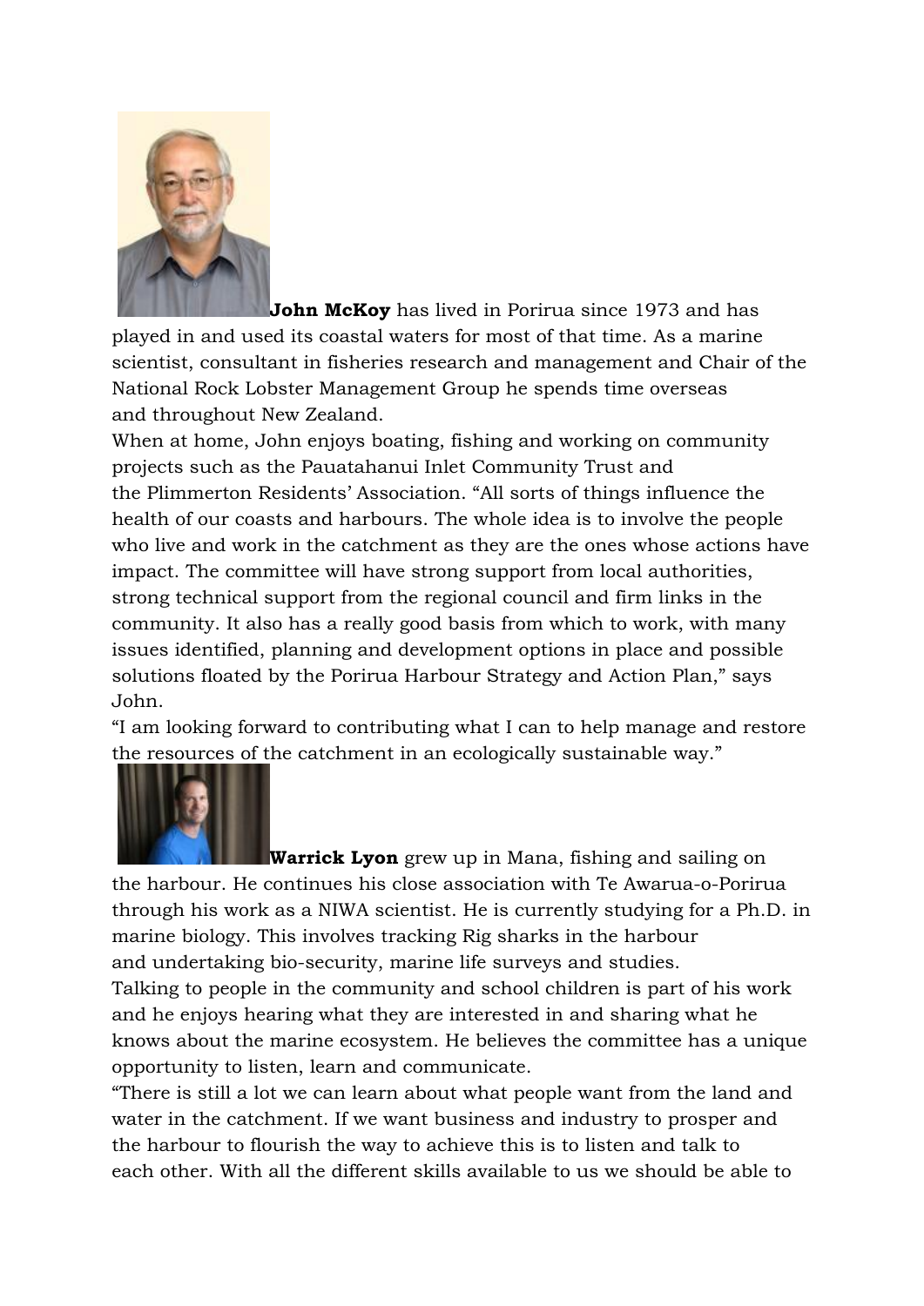**John McKoy** has lived in Porirua since 1973 and has played in and used its coastal waters for most of that time. As a marine scientist, consultant in fisheries research and management and Chair of the National Rock Lobster Management Group he spends time overseas and throughout New Zealand.

When at home, John enjoys boating, fishing and working on community projects such as the Pauatahanui Inlet Community Trust and the Plimmerton Residents' Association. "All sorts of things influence the health of our coasts and harbours. The whole idea is to involve the people who live and work in the catchment as they are the ones whose actions have impact. The committee will have strong support from local authorities, strong technical support from the regional council and firm links in the community. It also has a really good basis from which to work, with many issues identified, planning and development options in place and possible solutions floated by the Porirua Harbour Strategy and Action Plan," says John.

"I am looking forward to contributing what I can to help manage and restore the resources of the catchment in an ecologically sustainable way."

**Warrick Lyon** grew up in Mana, fishing and sailing on the harbour. He continues his close association with Te Awarua-o-Porirua through his work as a NIWA scientist. He is currently studying for a Ph.D. in marine biology. This involves tracking Rig sharks in the harbour and undertaking bio-security, marine life surveys and studies.

Talking to people in the community and school children is part of his work and he enjoys hearing what they are interested in and sharing what he knows about the marine ecosystem. He believes the committee has a unique opportunity to listen, learn and communicate.

"There is still a lot we can learn about what people want from the land and water in the catchment. If we want business and industry to prosper and the harbour to flourish the way to achieve this is to listen and talk to each other. With all the different skills available to us we should be able to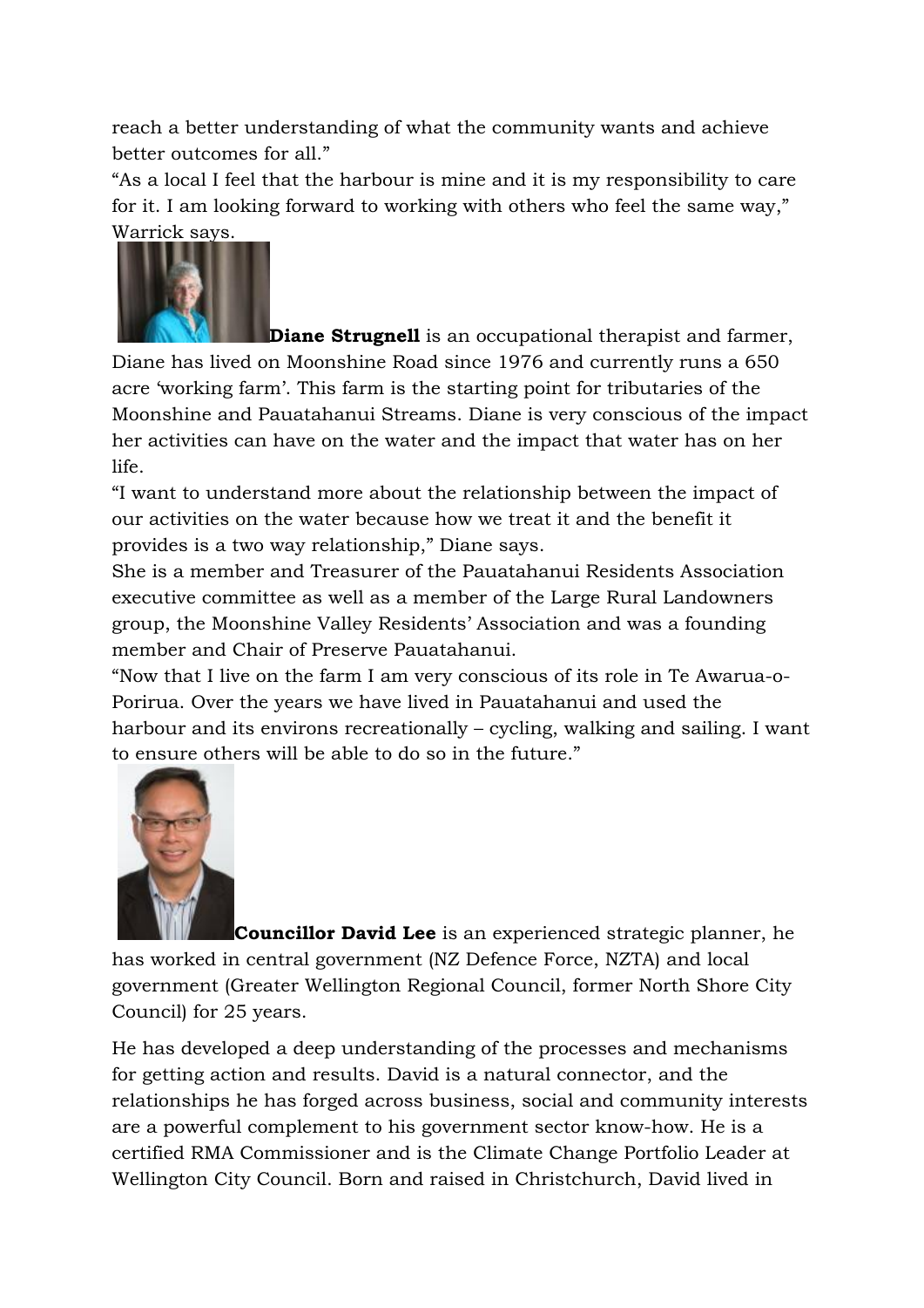reach a better understanding of what the community wants and achieve better outcomes for all."

"As a local I feel that the harbour is mine and it is my responsibility to care for it. I am looking forward to working with others who feel the same way," Warrick says.

**Diane Strugnell** is an occupational therapist and farmer, Diane has lived on Moonshine Road since 1976 and currently runs a 650 acre 'working farm'. This farm is the starting point for tributaries of the Moonshine and Pauatahanui Streams. Diane is very conscious of the impact her activities can have on the water and the impact that water has on her life.

"I want to understand more about the relationship between the impact of our activities on the water because how we treat it and the benefit it provides is a two way relationship," Diane says.

She is a member and Treasurer of the Pauatahanui Residents Association executive committee as well as a member of the Large Rural Landowners group, the Moonshine Valley Residents' Association and was a founding member and Chair of Preserve Pauatahanui.

"Now that I live on the farm I am very conscious of its role in Te Awarua-o-Porirua. Over the years we have lived in Pauatahanui and used the harbour and its environs recreationally – cycling, walking and sailing. I want to ensure others will be able to do so in the future."

**Councillor David Lee** is an experienced strategic planner, he has worked in central government (NZ Defence Force, NZTA) and local government (Greater Wellington Regional Council, former North Shore City Council) for 25 years.

He has developed a deep understanding of the processes and mechanisms for getting action and results. David is a natural connector, and the relationships he has forged across business, social and community interests are a powerful complement to his government sector know-how. He is a certified RMA Commissioner and is the Climate Change Portfolio Leader at Wellington City Council. Born and raised in Christchurch, David lived in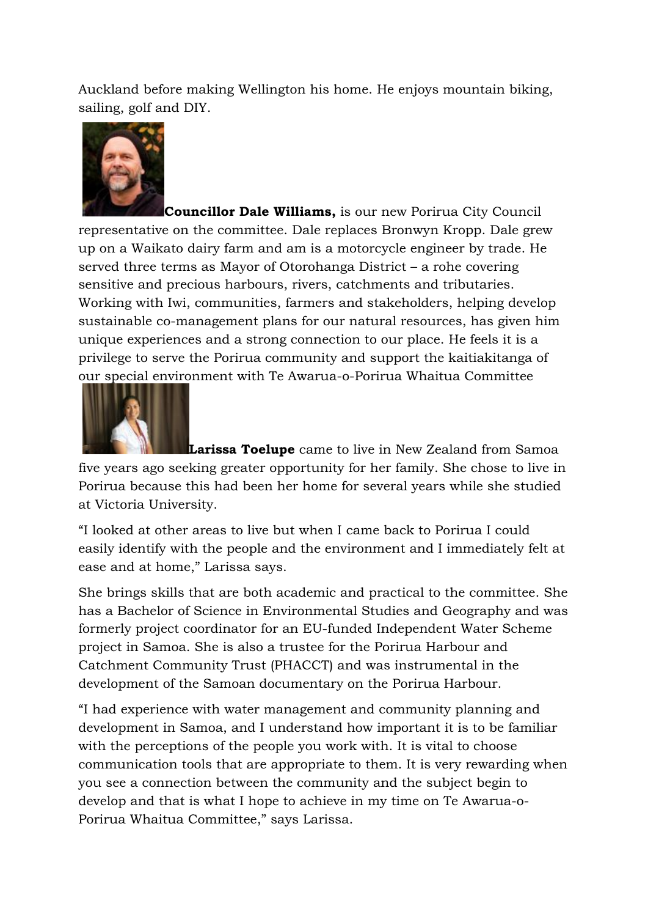Auckland before making Wellington his home. He enjoys mountain biking, sailing, golf and DIY.

**Councillor Dale Williams,** is our new Porirua City Council representative on the committee. Dale replaces Bronwyn Kropp. Dale grew up on a Waikato dairy farm and am is a motorcycle engineer by trade. He served three terms as Mayor of Otorohanga District – a rohe covering sensitive and precious harbours, rivers, catchments and tributaries. Working with Iwi, communities, farmers and stakeholders, helping develop sustainable co-management plans for our natural resources, has given him unique experiences and a strong connection to our place. He feels it is a privilege to serve the Porirua community and support the kaitiakitanga of our special environment with Te Awarua-o-Porirua Whaitua Committee

**Larissa Toelupe** came to live in New Zealand from Samoa five years ago seeking greater opportunity for her family. She chose to live in Porirua because this had been her home for several years while she studied at Victoria University.

"I looked at other areas to live but when I came back to Porirua I could easily identify with the people and the environment and I immediately felt at ease and at home," Larissa says.

She brings skills that are both academic and practical to the committee. She has a Bachelor of Science in Environmental Studies and Geography and was formerly project coordinator for an EU-funded Independent Water Scheme project in Samoa. She is also a trustee for the Porirua Harbour and Catchment Community Trust (PHACCT) and was instrumental in the development of the Samoan documentary on the Porirua Harbour.

"I had experience with water management and community planning and development in Samoa, and I understand how important it is to be familiar with the perceptions of the people you work with. It is vital to choose communication tools that are appropriate to them. It is very rewarding when you see a connection between the community and the subject begin to develop and that is what I hope to achieve in my time on Te Awarua-o-Porirua Whaitua Committee," says Larissa.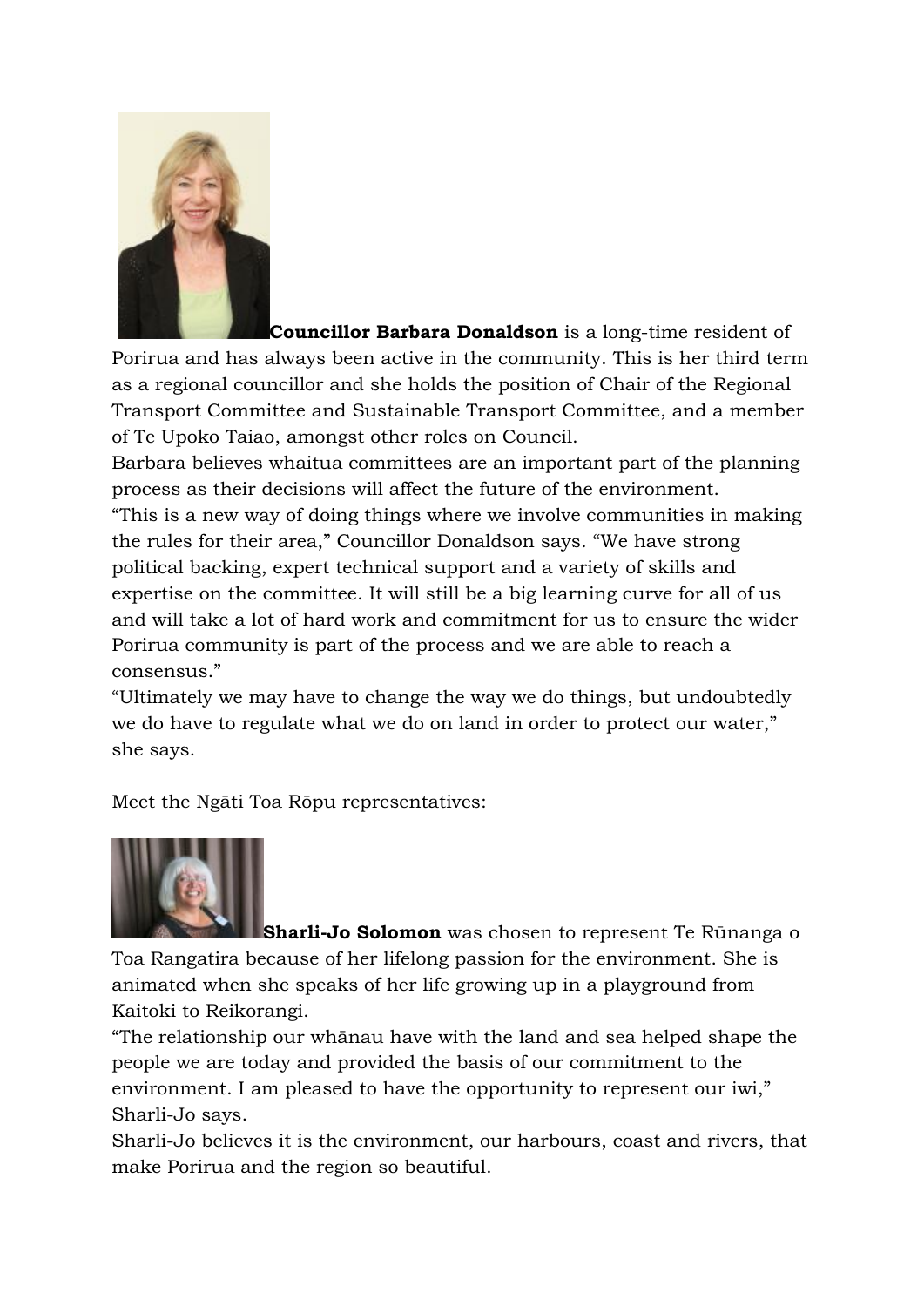**Councillor Barbara Donaldson** is a long-time resident of Porirua and has always been active in the community. This is her third term as a regional councillor and she holds the position of Chair of the Regional Transport Committee and Sustainable Transport Committee, and a member of Te Upoko Taiao, amongst other roles on Council.

Barbara believes whaitua committees are an important part of the planning process as their decisions will affect the future of the environment.

"This is a new way of doing things where we involve communities in making the rules for their area," Councillor Donaldson says. "We have strong political backing, expert technical support and a variety of skills and expertise on the committee. It will still be a big learning curve for all of us and will take a lot of hard work and commitment for us to ensure the wider Porirua community is part of the process and we are able to reach a consensus."

"Ultimately we may have to change the way we do things, but undoubtedly we do have to regulate what we do on land in order to protect our water," she says.

Meet the Ngāti Toa Rōpu representatives:

**Sharli-Jo Solomon** was chosen to represent Te Rūnanga o Toa Rangatira because of her lifelong passion for the environment. She is animated when she speaks of her life growing up in a playground from Kaitoki to Reikorangi.

"The relationship our whānau have with the land and sea helped shape the people we are today and provided the basis of our commitment to the environment. I am pleased to have the opportunity to represent our iwi," Sharli-Jo says.

Sharli-Jo believes it is the environment, our harbours, coast and rivers, that make Porirua and the region so beautiful.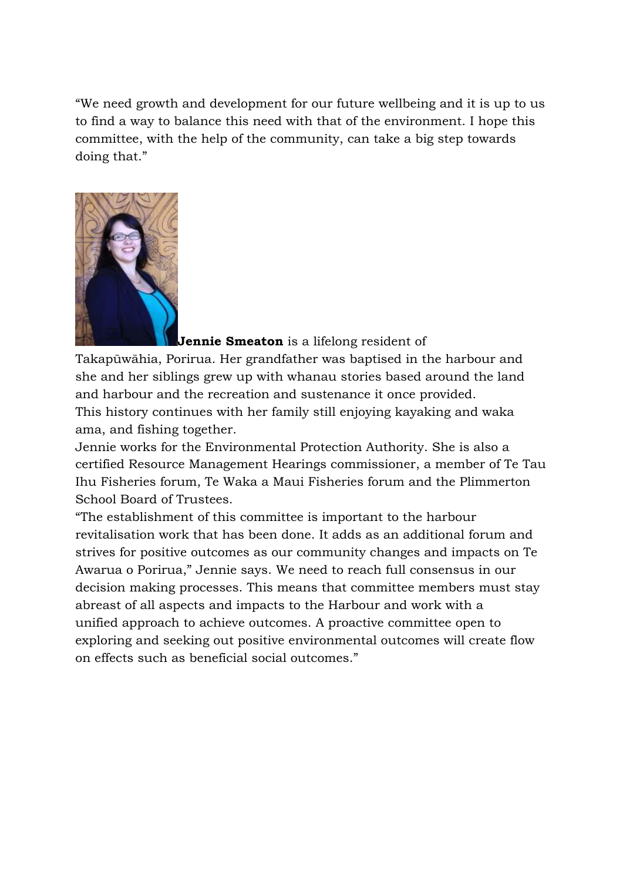"We need growth and development for our future wellbeing and it is up to us to find a way to balance this need with that of the environment. I hope this committee, with the help of the community, can take a big step towards doing that."

**Jennie Smeaton** is a lifelong resident of Takapūwāhia, Porirua. Her grandfather was baptised in the harbour and she and her siblings grew up with whanau stories based around the land and harbour and the recreation and sustenance it once provided.
This history continues with her family still enjoying kayaking and waka ama, and fishing together.
Jennie works for the Environmental Protection Authority. She is also a certified Resource Management Hearings commissioner, a member of Te Tau Ihu Fisheries forum, Te Waka a Maui Fisheries forum and the Plimmerton School Board of Trustees.
"The establishment of this committee is important to the harbour revitalisation work that has been done. It adds as an additional forum and strives for positive outcomes as our community changes and impacts on Te Awarua o Porirua," Jennie says. We need to reach full consensus in our decision making processes. This means that committee members must stay abreast of all aspects and impacts to the Harbour and work with a unified approach to achieve outcomes. A proactive committee open to exploring and seeking out positive environmental outcomes will create flow on effects such as beneficial social outcomes."